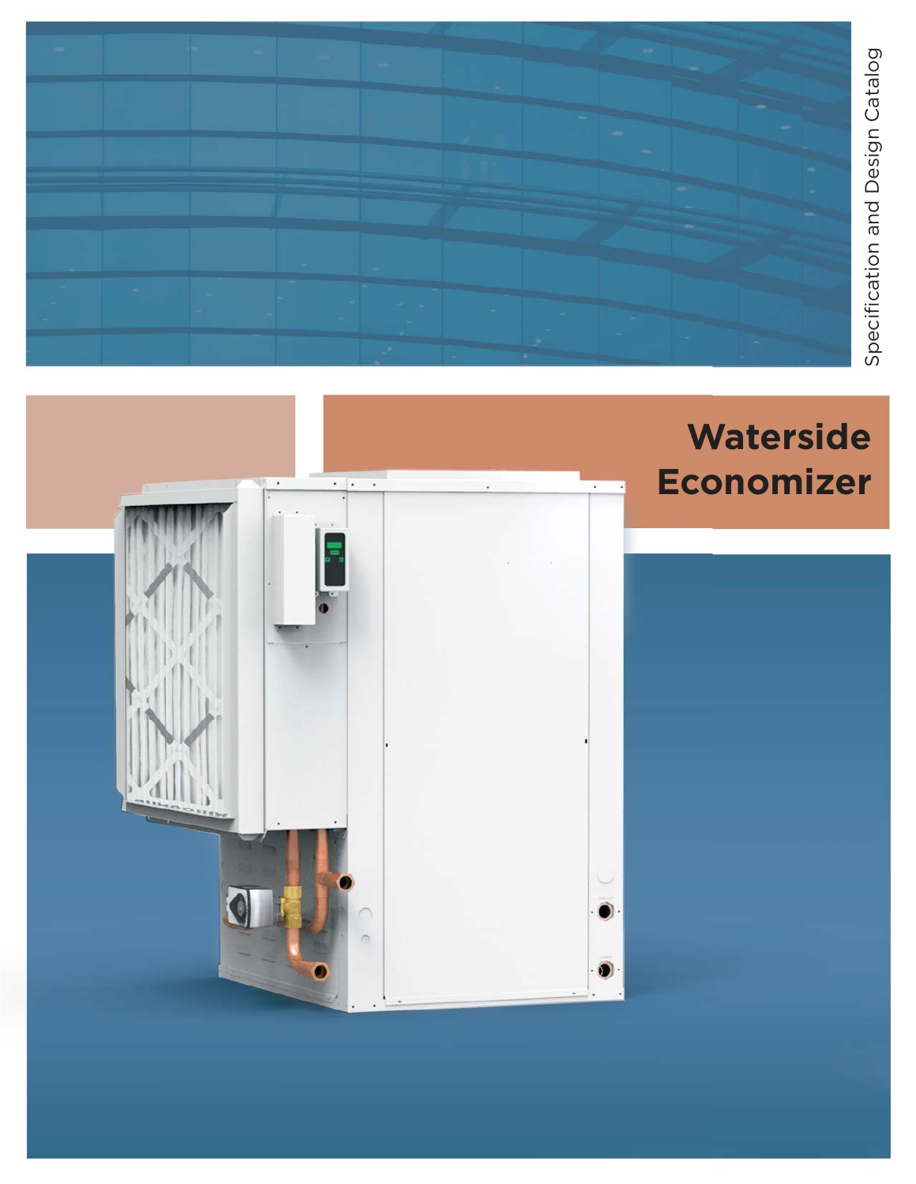Specification and Design Catalog

# Waterside Economizer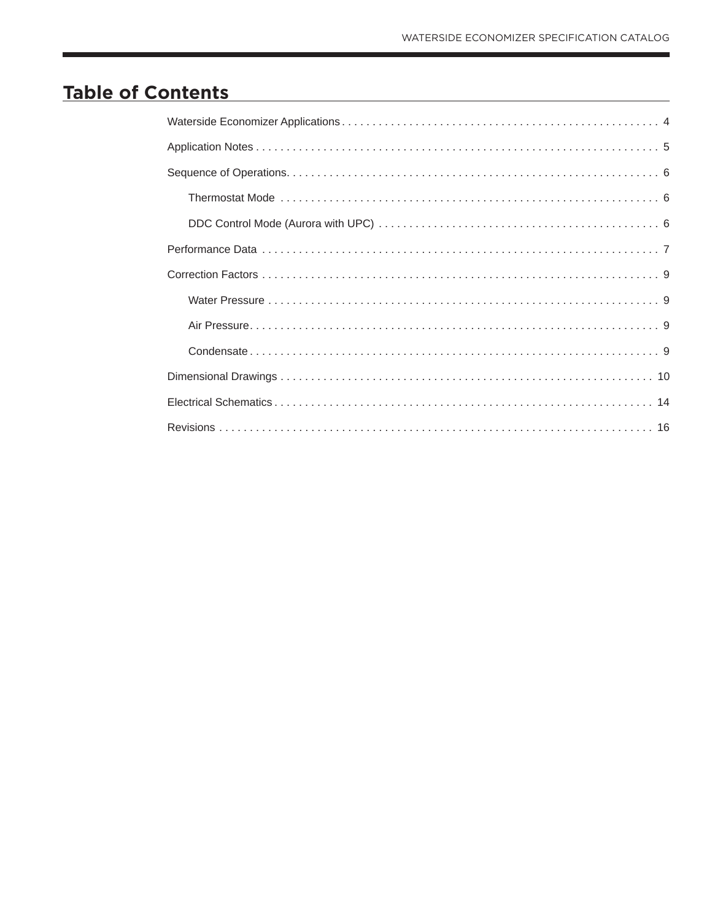# Table of Contents

Waterside Economizer Applications . . . . . . . . . . . . . . . . . . . . 4

Application Notes . . . . . . . . . . . . . . . . . . . . 5

Sequence of Operations. . . . . . . . . . . . . . . . . . . . 6

- Thermostat Mode . . . . . . . . . . . . . . . . . . . . 6
- DDC Control Mode (Aurora with UPC) . . . . . . . . . . . . . . . . . . . . 6

Performance Data . . . . . . . . . . . . . . . . . . . . 7

Correction Factors . . . . . . . . . . . . . . . . . . . . 9

- Water Pressure . . . . . . . . . . . . . . . . . . . . 9
- Air Pressure. . . . . . . . . . . . . . . . . . . . 9
- Condensate . . . . . . . . . . . . . . . . . . . . 9

Dimensional Drawings . . . . . . . . . . . . . . . . . . . . 10

Electrical Schematics . . . . . . . . . . . . . . . . . . . . 14

Revisions . . . . . . . . . . . . . . . . . . . . 16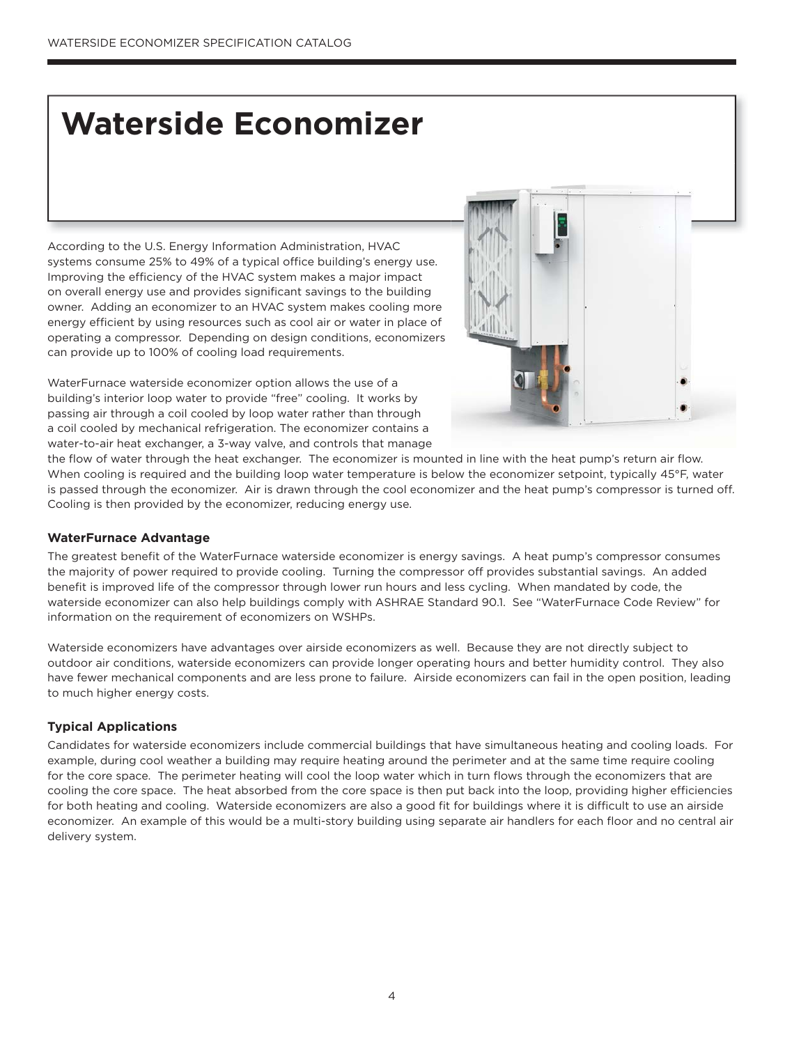# Waterside Economizer

According to the U.S. Energy Information Administration, HVAC systems consume 25% to 49% of a typical office building's energy use. Improving the efficiency of the HVAC system makes a major impact on overall energy use and provides significant savings to the building owner. Adding an economizer to an HVAC system makes cooling more energy efficient by using resources such as cool air or water in place of operating a compressor. Depending on design conditions, economizers can provide up to 100% of cooling load requirements.

WaterFurnace waterside economizer option allows the use of a building's interior loop water to provide "free" cooling. It works by passing air through a coil cooled by loop water rather than through a coil cooled by mechanical refrigeration. The economizer contains a water-to-air heat exchanger, a 3-way valve, and controls that manage the flow of water through the heat exchanger. The economizer is mounted in line with the heat pump's return air flow. When cooling is required and the building loop water temperature is below the economizer setpoint, typically 45°F, water is passed through the economizer. Air is drawn through the cool economizer and the heat pump's compressor is turned off. Cooling is then provided by the economizer, reducing energy use.

### WaterFurnace Advantage

The greatest benefit of the WaterFurnace waterside economizer is energy savings. A heat pump's compressor consumes the majority of power required to provide cooling. Turning the compressor off provides substantial savings. An added benefit is improved life of the compressor through lower run hours and less cycling. When mandated by code, the waterside economizer can also help buildings comply with ASHRAE Standard 90.1. See "WaterFurnace Code Review" for information on the requirement of economizers on WSHPs.

Waterside economizers have advantages over airside economizers as well. Because they are not directly subject to outdoor air conditions, waterside economizers can provide longer operating hours and better humidity control. They also have fewer mechanical components and are less prone to failure. Airside economizers can fail in the open position, leading to much higher energy costs.

### Typical Applications

Candidates for waterside economizers include commercial buildings that have simultaneous heating and cooling loads. For example, during cool weather a building may require heating around the perimeter and at the same time require cooling for the core space. The perimeter heating will cool the loop water which in turn flows through the economizers that are cooling the core space. The heat absorbed from the core space is then put back into the loop, providing higher efficiencies for both heating and cooling. Waterside economizers are also a good fit for buildings where it is difficult to use an airside economizer. An example of this would be a multi-story building using separate air handlers for each floor and no central air delivery system.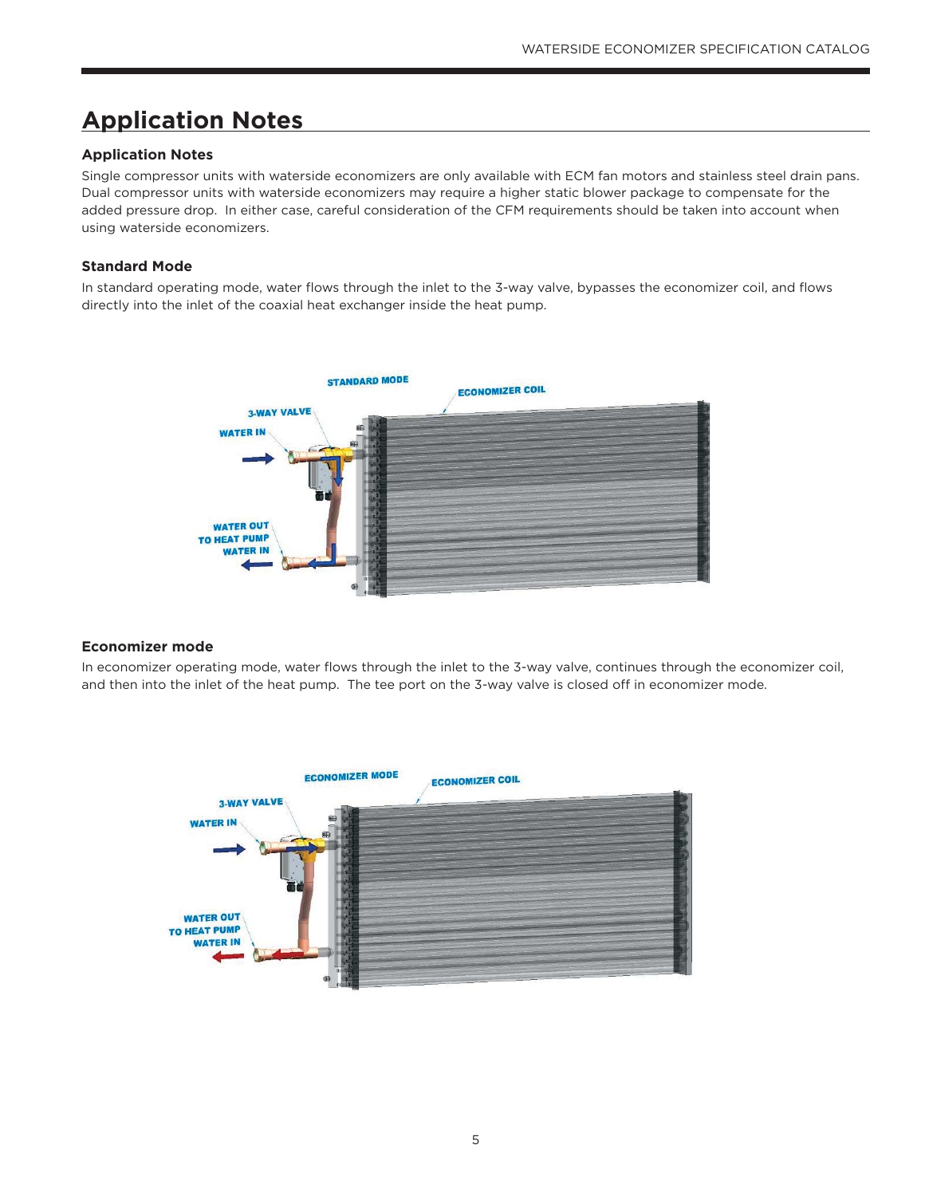# Application Notes

### Application Notes

Single compressor units with waterside economizers are only available with ECM fan motors and stainless steel drain pans. Dual compressor units with waterside economizers may require a higher static blower package to compensate for the added pressure drop. In either case, careful consideration of the CFM requirements should be taken into account when using waterside economizers.

### Standard Mode

In standard operating mode, water flows through the inlet to the 3-way valve, bypasses the economizer coil, and flows directly into the inlet of the coaxial heat exchanger inside the heat pump.

STANDARD MODE

ECONOMIZER COIL

3-WAY VALVE

WATER IN

WATER OUT TO HEAT PUMP WATER IN

### Economizer mode

In economizer operating mode, water flows through the inlet to the 3-way valve, continues through the economizer coil, and then into the inlet of the heat pump. The tee port on the 3-way valve is closed off in economizer mode.

ECONOMIZER MODE

ECONOMIZER COIL

3-WAY VALVE

WATER IN

WATER OUT TO HEAT PUMP WATER IN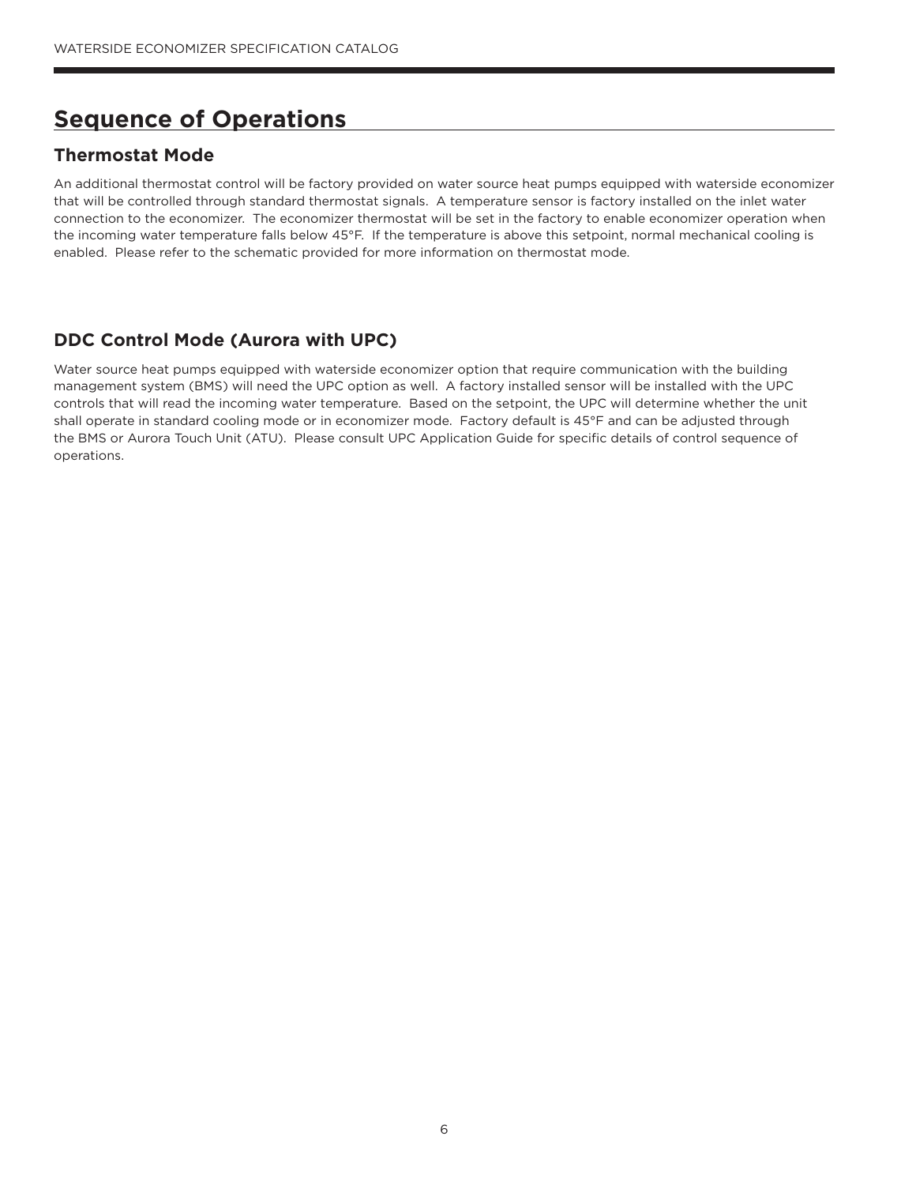# Sequence of Operations

## Thermostat Mode

An additional thermostat control will be factory provided on water source heat pumps equipped with waterside economizer that will be controlled through standard thermostat signals. A temperature sensor is factory installed on the inlet water connection to the economizer. The economizer thermostat will be set in the factory to enable economizer operation when the incoming water temperature falls below 45°F. If the temperature is above this setpoint, normal mechanical cooling is enabled. Please refer to the schematic provided for more information on thermostat mode.

## DDC Control Mode (Aurora with UPC)

Water source heat pumps equipped with waterside economizer option that require communication with the building management system (BMS) will need the UPC option as well. A factory installed sensor will be installed with the UPC controls that will read the incoming water temperature. Based on the setpoint, the UPC will determine whether the unit shall operate in standard cooling mode or in economizer mode. Factory default is 45°F and can be adjusted through the BMS or Aurora Touch Unit (ATU). Please consult UPC Application Guide for specific details of control sequence of operations.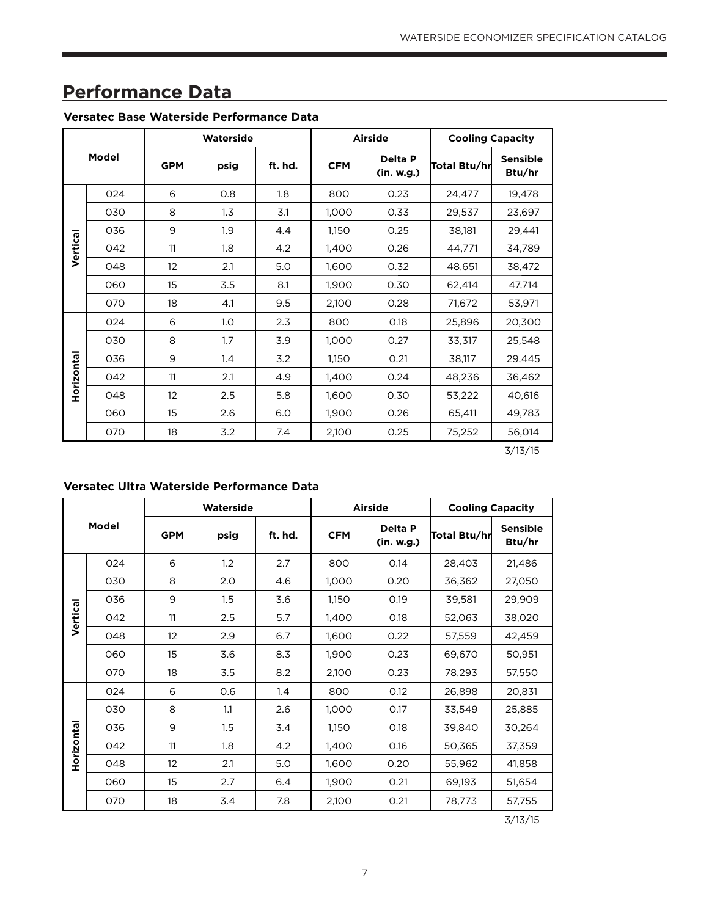## Performance Data

### Versatec Base Waterside Performance Data

| Model | | Waterside | | | Airside | | Cooling Capacity | |
|---|---|---|---|---|---|---|---|---|
| | | GPM | psig | ft. hd. | CFM | Delta P (in. w.g.) | Total Btu/hr | Sensible Btu/hr |
| Vertical | 024 | 6 | 0.8 | 1.8 | 800 | 0.23 | 24,477 | 19,478 |
| | 030 | 8 | 1.3 | 3.1 | 1,000 | 0.33 | 29,537 | 23,697 |
| | 036 | 9 | 1.9 | 4.4 | 1,150 | 0.25 | 38,181 | 29,441 |
| | 042 | 11 | 1.8 | 4.2 | 1,400 | 0.26 | 44,771 | 34,789 |
| | 048 | 12 | 2.1 | 5.0 | 1,600 | 0.32 | 48,651 | 38,472 |
| | 060 | 15 | 3.5 | 8.1 | 1,900 | 0.30 | 62,414 | 47,714 |
| | 070 | 18 | 4.1 | 9.5 | 2,100 | 0.28 | 71,672 | 53,971 |
| Horizontal | 024 | 6 | 1.0 | 2.3 | 800 | 0.18 | 25,896 | 20,300 |
| | 030 | 8 | 1.7 | 3.9 | 1,000 | 0.27 | 33,317 | 25,548 |
| | 036 | 9 | 1.4 | 3.2 | 1,150 | 0.21 | 38,117 | 29,445 |
| | 042 | 11 | 2.1 | 4.9 | 1,400 | 0.24 | 48,236 | 36,462 |
| | 048 | 12 | 2.5 | 5.8 | 1,600 | 0.30 | 53,222 | 40,616 |
| | 060 | 15 | 2.6 | 6.0 | 1,900 | 0.26 | 65,411 | 49,783 |
| | 070 | 18 | 3.2 | 7.4 | 2,100 | 0.25 | 75,252 | 56,014 |

3/13/15

### Versatec Ultra Waterside Performance Data

| Model | | Waterside | | | Airside | | Cooling Capacity | |
|---|---|---|---|---|---|---|---|---|
| | | GPM | psig | ft. hd. | CFM | Delta P (in. w.g.) | Total Btu/hr | Sensible Btu/hr |
| Vertical | 024 | 6 | 1.2 | 2.7 | 800 | 0.14 | 28,403 | 21,486 |
| | 030 | 8 | 2.0 | 4.6 | 1,000 | 0.20 | 36,362 | 27,050 |
| | 036 | 9 | 1.5 | 3.6 | 1,150 | 0.19 | 39,581 | 29,909 |
| | 042 | 11 | 2.5 | 5.7 | 1,400 | 0.18 | 52,063 | 38,020 |
| | 048 | 12 | 2.9 | 6.7 | 1,600 | 0.22 | 57,559 | 42,459 |
| | 060 | 15 | 3.6 | 8.3 | 1,900 | 0.23 | 69,670 | 50,951 |
| | 070 | 18 | 3.5 | 8.2 | 2,100 | 0.23 | 78,293 | 57,550 |
| Horizontal | 024 | 6 | 0.6 | 1.4 | 800 | 0.12 | 26,898 | 20,831 |
| | 030 | 8 | 1.1 | 2.6 | 1,000 | 0.17 | 33,549 | 25,885 |
| | 036 | 9 | 1.5 | 3.4 | 1,150 | 0.18 | 39,840 | 30,264 |
| | 042 | 11 | 1.8 | 4.2 | 1,400 | 0.16 | 50,365 | 37,359 |
| | 048 | 12 | 2.1 | 5.0 | 1,600 | 0.20 | 55,962 | 41,858 |
| | 060 | 15 | 2.7 | 6.4 | 1,900 | 0.21 | 69,193 | 51,654 |
| | 070 | 18 | 3.4 | 7.8 | 2,100 | 0.21 | 78,773 | 57,755 |

3/13/15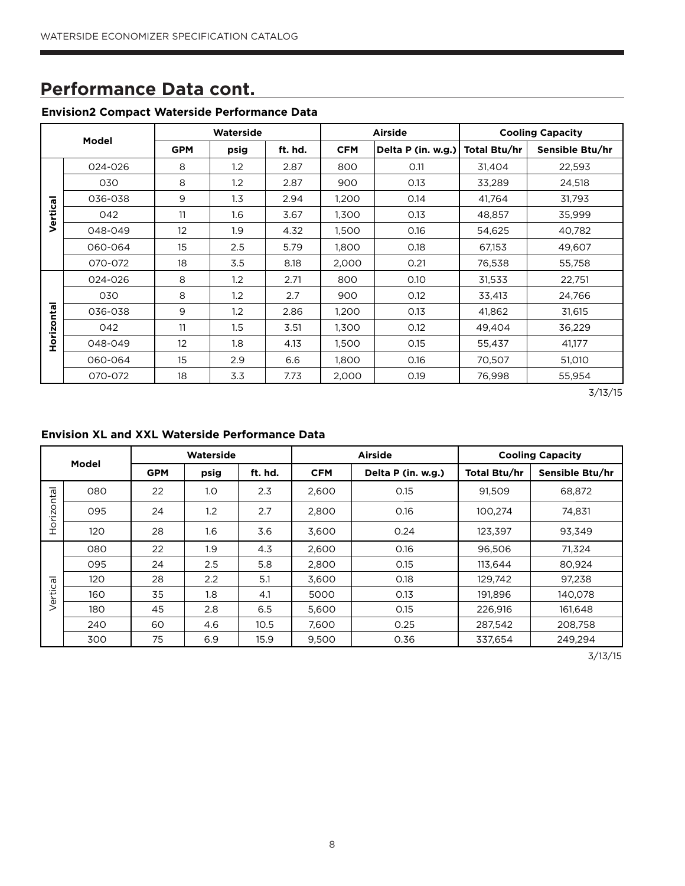## Performance Data cont.

### Envision2 Compact Waterside Performance Data

| Model | | Waterside | | | Airside | | Cooling Capacity | |
|---|---|---|---|---|---|---|---|---|
| | | GPM | psig | ft. hd. | CFM | Delta P (in. w.g.) | Total Btu/hr | Sensible Btu/hr |
| Vertical | 024-026 | 8 | 1.2 | 2.87 | 800 | 0.11 | 31,404 | 22,593 |
| | 030 | 8 | 1.2 | 2.87 | 900 | 0.13 | 33,289 | 24,518 |
| | 036-038 | 9 | 1.3 | 2.94 | 1,200 | 0.14 | 41,764 | 31,793 |
| | 042 | 11 | 1.6 | 3.67 | 1,300 | 0.13 | 48,857 | 35,999 |
| | 048-049 | 12 | 1.9 | 4.32 | 1,500 | 0.16 | 54,625 | 40,782 |
| | 060-064 | 15 | 2.5 | 5.79 | 1,800 | 0.18 | 67,153 | 49,607 |
| | 070-072 | 18 | 3.5 | 8.18 | 2,000 | 0.21 | 76,538 | 55,758 |
| Horizontal | 024-026 | 8 | 1.2 | 2.71 | 800 | 0.10 | 31,533 | 22,751 |
| | 030 | 8 | 1.2 | 2.7 | 900 | 0.12 | 33,413 | 24,766 |
| | 036-038 | 9 | 1.2 | 2.86 | 1,200 | 0.13 | 41,862 | 31,615 |
| | 042 | 11 | 1.5 | 3.51 | 1,300 | 0.12 | 49,404 | 36,229 |
| | 048-049 | 12 | 1.8 | 4.13 | 1,500 | 0.15 | 55,437 | 41,177 |
| | 060-064 | 15 | 2.9 | 6.6 | 1,800 | 0.16 | 70,507 | 51,010 |
| | 070-072 | 18 | 3.3 | 7.73 | 2,000 | 0.19 | 76,998 | 55,954 |

3/13/15

### Envision XL and XXL Waterside Performance Data

| Model | | Waterside | | | Airside | | Cooling Capacity | |
|---|---|---|---|---|---|---|---|---|
| | | GPM | psig | ft. hd. | CFM | Delta P (in. w.g.) | Total Btu/hr | Sensible Btu/hr |
| Horizontal | 080 | 22 | 1.0 | 2.3 | 2,600 | 0.15 | 91,509 | 68,872 |
| | 095 | 24 | 1.2 | 2.7 | 2,800 | 0.16 | 100,274 | 74,831 |
| | 120 | 28 | 1.6 | 3.6 | 3,600 | 0.24 | 123,397 | 93,349 |
| Vertical | 080 | 22 | 1.9 | 4.3 | 2,600 | 0.16 | 96,506 | 71,324 |
| | 095 | 24 | 2.5 | 5.8 | 2,800 | 0.15 | 113,644 | 80,924 |
| | 120 | 28 | 2.2 | 5.1 | 3,600 | 0.18 | 129,742 | 97,238 |
| | 160 | 35 | 1.8 | 4.1 | 5000 | 0.13 | 191,896 | 140,078 |
| | 180 | 45 | 2.8 | 6.5 | 5,600 | 0.15 | 226,916 | 161,648 |
| | 240 | 60 | 4.6 | 10.5 | 7,600 | 0.25 | 287,542 | 208,758 |
| | 300 | 75 | 6.9 | 15.9 | 9,500 | 0.36 | 337,654 | 249,294 |

3/13/15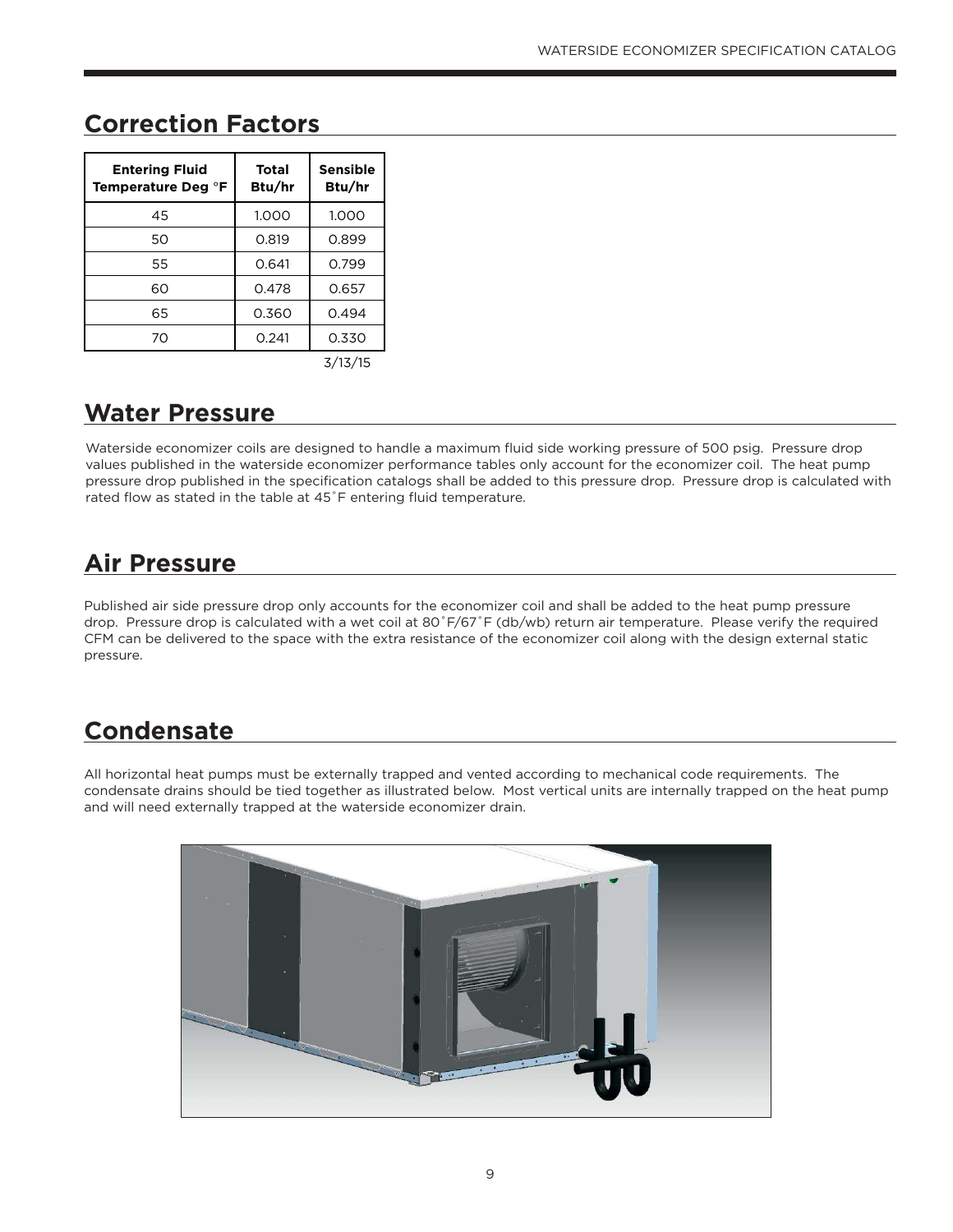## Correction Factors

| Entering Fluid Temperature Deg °F | Total Btu/hr | Sensible Btu/hr |
|---|---|---|
| 45 | 1.000 | 1.000 |
| 50 | 0.819 | 0.899 |
| 55 | 0.641 | 0.799 |
| 60 | 0.478 | 0.657 |
| 65 | 0.360 | 0.494 |
| 70 | 0.241 | 0.330 |

3/13/15

## Water Pressure

Waterside economizer coils are designed to handle a maximum fluid side working pressure of 500 psig. Pressure drop values published in the waterside economizer performance tables only account for the economizer coil. The heat pump pressure drop published in the specification catalogs shall be added to this pressure drop. Pressure drop is calculated with rated flow as stated in the table at 45˚F entering fluid temperature.

## Air Pressure

Published air side pressure drop only accounts for the economizer coil and shall be added to the heat pump pressure drop. Pressure drop is calculated with a wet coil at 80˚F/67˚F (db/wb) return air temperature. Please verify the required CFM can be delivered to the space with the extra resistance of the economizer coil along with the design external static pressure.

## Condensate

All horizontal heat pumps must be externally trapped and vented according to mechanical code requirements. The condensate drains should be tied together as illustrated below. Most vertical units are internally trapped on the heat pump and will need externally trapped at the waterside economizer drain.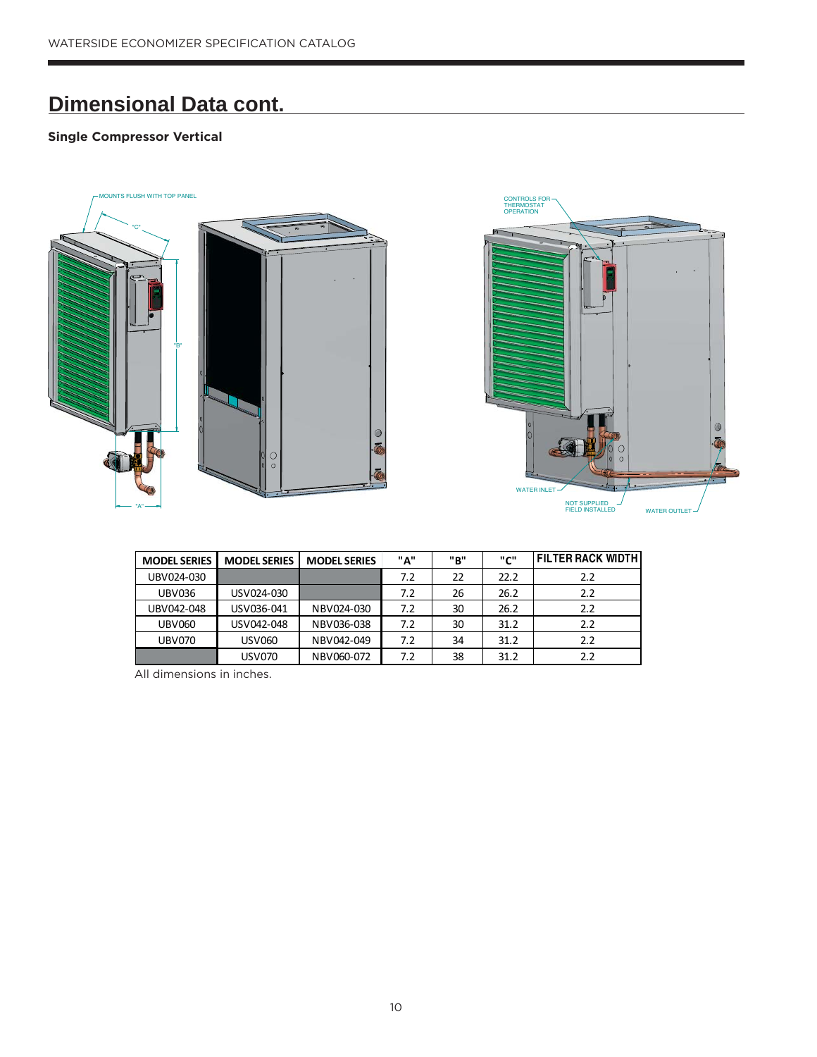## Dimensional Data cont.

### Single Compressor Vertical

MOUNTS FLUSH WITH TOP PANEL

"C"

"B"

"A"

CONTROLS FOR THERMOSTAT OPERATION

WATER INLET

NOT SUPPLIED FIELD INSTALLED

WATER OUTLET

| MODEL SERIES | MODEL SERIES | MODEL SERIES | "A" | "B" | "C" | FILTER RACK WIDTH |
|---|---|---|---|---|---|---|
| UBV024-030 | | | 7.2 | 22 | 22.2 | 2.2 |
| UBV036 | USV024-030 | | 7.2 | 26 | 26.2 | 2.2 |
| UBV042-048 | USV036-041 | NBV024-030 | 7.2 | 30 | 26.2 | 2.2 |
| UBV060 | USV042-048 | NBV036-038 | 7.2 | 30 | 31.2 | 2.2 |
| UBV070 | USV060 | NBV042-049 | 7.2 | 34 | 31.2 | 2.2 |
| | USV070 | NBV060-072 | 7.2 | 38 | 31.2 | 2.2 |

All dimensions in inches.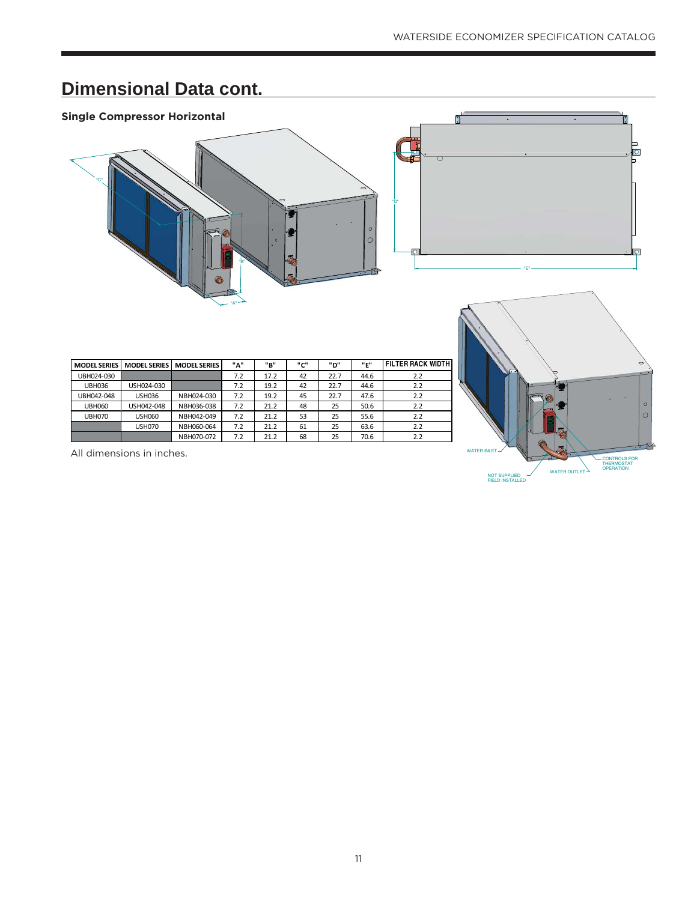## Dimensional Data cont.

### Single Compressor Horizontal

| MODEL SERIES | MODEL SERIES | MODEL SERIES | "A" | "B" | "C" | "D" | "E" | FILTER RACK WIDTH |
|---|---|---|---|---|---|---|---|---|
| UBH024-030 | | | 7.2 | 17.2 | 42 | 22.7 | 44.6 | 2.2 |
| UBH036 | USH024-030 | | 7.2 | 19.2 | 42 | 22.7 | 44.6 | 2.2 |
| UBH042-048 | USH036 | NBH024-030 | 7.2 | 19.2 | 45 | 22.7 | 47.6 | 2.2 |
| UBH060 | USH042-048 | NBH036-038 | 7.2 | 21.2 | 48 | 25 | 50.6 | 2.2 |
| UBH070 | USH060 | NBH042-049 | 7.2 | 21.2 | 53 | 25 | 55.6 | 2.2 |
| | USH070 | NBH060-064 | 7.2 | 21.2 | 61 | 25 | 63.6 | 2.2 |
| | | NBH070-072 | 7.2 | 21.2 | 68 | 25 | 70.6 | 2.2 |

All dimensions in inches.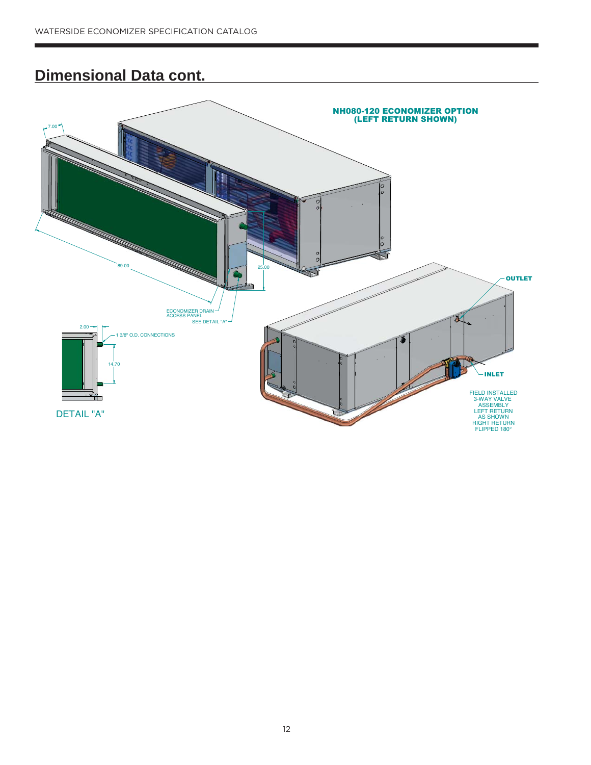## Dimensional Data cont.

NH080-120 ECONOMIZER OPTION
(LEFT RETURN SHOWN)

7.00

89.00

25.00

ECONOMIZER DRAIN ACCESS PANEL

SEE DETAIL "A"

2.00

1 3/8" O.D. CONNECTIONS

14.70

DETAIL "A"

OUTLET

INLET

FIELD INSTALLED 3-WAY VALVE ASSEMBLY LEFT RETURN AS SHOWN RIGHT RETURN FLIPPED 180°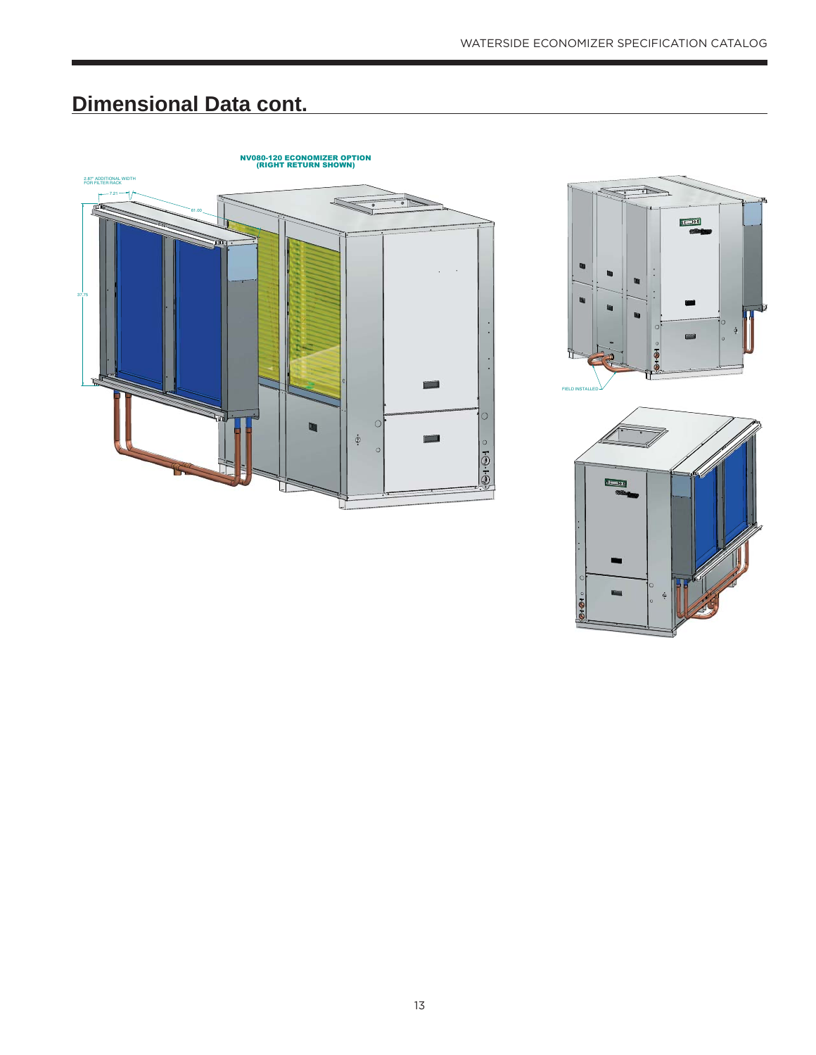## Dimensional Data cont.

NV080-120 ECONOMIZER OPTION
(RIGHT RETURN SHOWN)

2.87" ADDITIONAL WIDTH FOR FILTER RACK

7.21

61.00

37.75

FIELD INSTALLED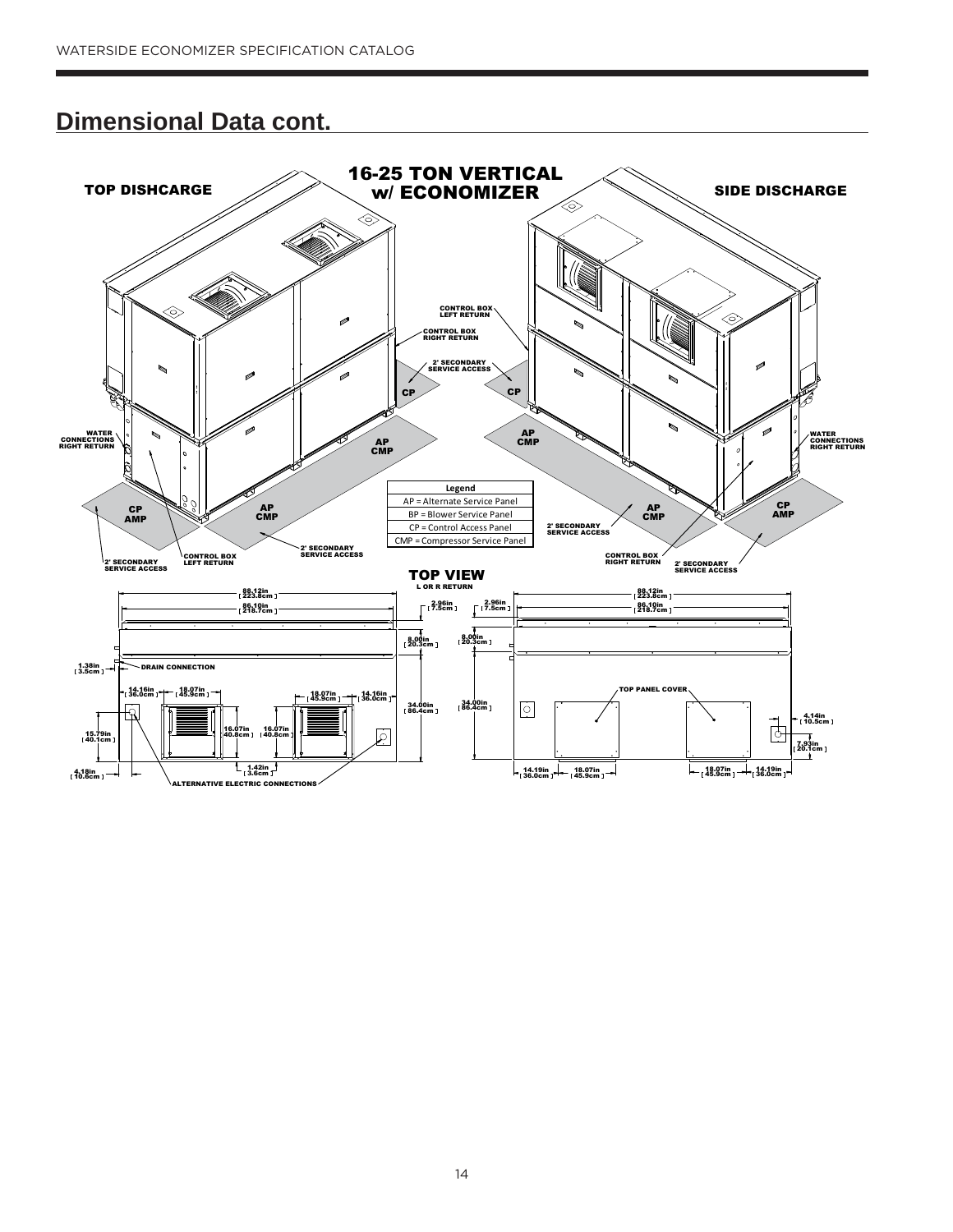## Dimensional Data cont.

**16-25 TON VERTICAL w/ ECONOMIZER**

TOP DISHCARGE

SIDE DISCHARGE

CONTROL BOX LEFT RETURN

CONTROL BOX RIGHT RETURN

2' SECONDARY SERVICE ACCESS

CP

WATER CONNECTIONS RIGHT RETURN

AP CMP

CP AMP

| Legend |
|---|
| AP = Alternate Service Panel |
| BP = Blower Service Panel |
| CP = Control Access Panel |
| CMP = Compressor Service Panel |

**TOP VIEW**
L OR R RETURN

88.12in [ 223.8cm ]

86.10in [ 218.7cm ]

2.96in [ 7.5cm ]

8.00in [ 20.3cm ]

34.00in [ 86.4cm ]

1.38in [ 3.5cm ]

DRAIN CONNECTION

14.16in [ 36.0cm ]

18.07in [ 45.9cm ]

16.07in [ 40.8cm ]

15.79in [ 40.1cm ]

4.18in [ 10.6cm ]

1.42in [ 3.6cm ]

ALTERNATIVE ELECTRIC CONNECTIONS

TOP PANEL COVER

4.14in [ 10.5cm ]

7.93in [ 20.1cm ]

14.19in [ 36.0cm ]

18.07in [ 45.9cm ]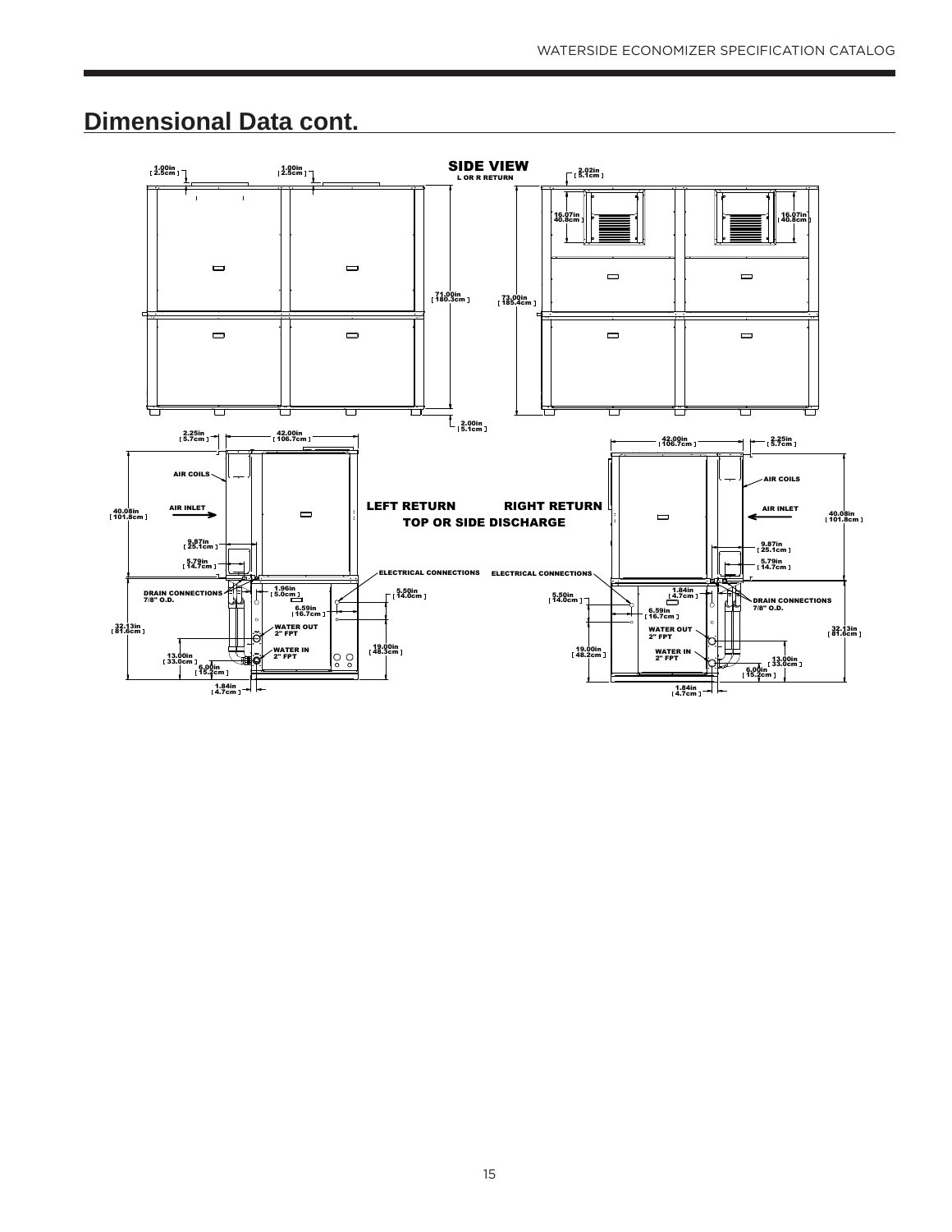# Dimensional Data cont.

SIDE VIEW

L OR R RETURN

1.00in [ 2.5cm ]

1.00in [ 2.5cm ]

2.02in [ 5.1cm ]

16.07in 40.8cm ]

16.07in [ 40.8cm ]

71.00in [ 180.3cm ]

73.00in [ 185.4cm ]

2.00in [ 5.1cm ]

2.25in [ 5.7cm ]

42.00in [ 106.7cm ]

42.00in [ 106.7cm ]

2.25in [ 5.7cm ]

AIR COILS

AIR COILS

AIR INLET

AIR INLET

40.08in [ 101.8cm ]

40.08in [ 101.8cm ]

LEFT RETURN

RIGHT RETURN

TOP OR SIDE DISCHARGE

9.87in [ 25.1cm ]

5.79in [ 14.7cm ]

9.87in [ 25.1cm ]

5.79in [ 14.7cm ]

ELECTRICAL CONNECTIONS

ELECTRICAL CONNECTIONS

DRAIN CONNECTIONS 7/8" O.D.

1.96in [ 5.0cm ]

5.50in [ 14.0cm ]

6.59in [ 16.7cm ]

5.50in [ 14.0cm ]

1.84in [ 4.7cm ]

DRAIN CONNECTIONS 7/8" O.D.

6.59in [ 16.7cm ]

32.13in [ 81.6cm ]

WATER OUT 2" FPT

WATER OUT 2" FPT

32.13in [ 81.6cm ]

13.00in [ 33.0cm ]

WATER IN 2" FPT

19.00in [ 48.3cm ]

19.00in [ 48.2cm ]

WATER IN 2" FPT

13.00in [ 33.0cm ]

6.00in [ 15.2cm ]

6.00in [ 15.2cm ]

1.84in [ 4.7cm ]

1.84in [ 4.7cm ]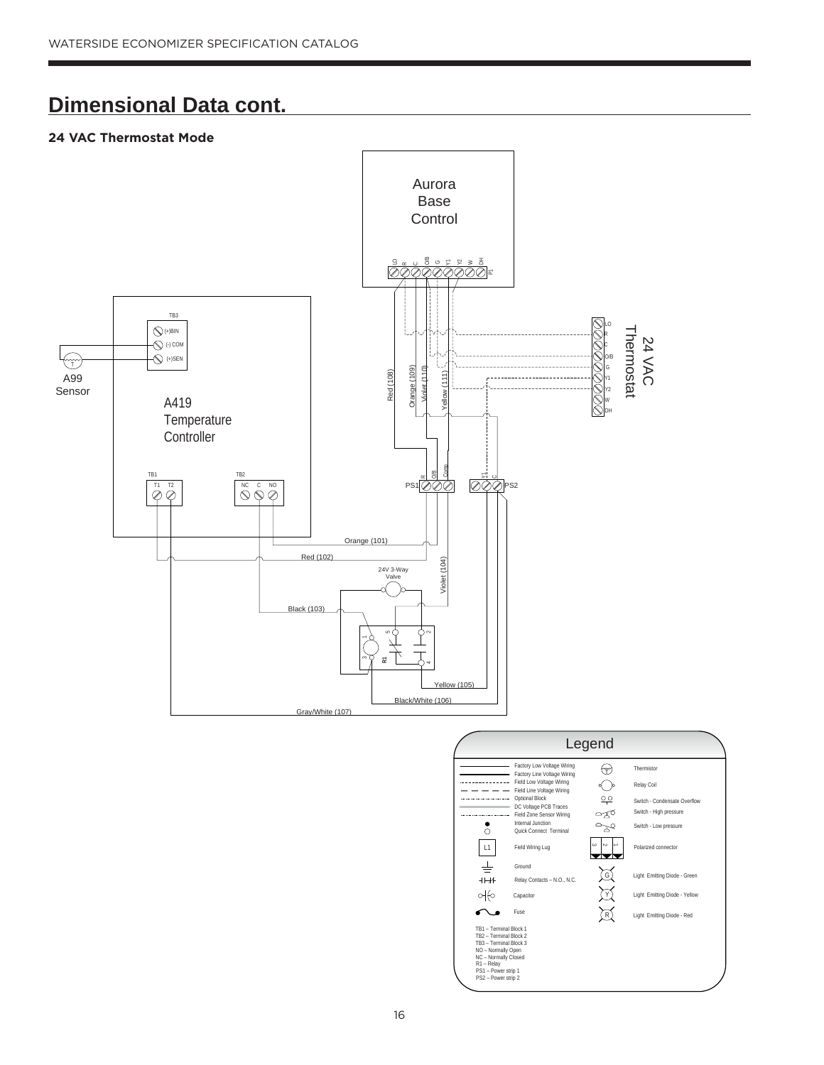## Dimensional Data cont.

### 24 VAC Thermostat Mode

Aurora Base Control

LO R C O/B G Y1 Y2 W DH P1

TB3

(+)BIN

(-) COM

(+)SEN

A99 Sensor

A419 Temperature Controller

Red (108) Orange (109) Violet (110) Yellow (111)

24 VAC Thermostat

LO R C O/B G Y1 Y2 W DH

TB1 T1 T2

TB2 NC C NO

PS1 R O/B Comp

PS2 Y1 C

Orange (101)

Red (102)

24V 3-Way Valve

Violet (104)

Black (103)

R1

Yellow (105)

Black/White (106)

Gray/White (107)

**Legend**

| | | | |
|---|---|---|---|
| | Factory Low Voltage Wiring | | Thermistor |
| | Factory Line Voltage Wiring | | Relay Coil |
| | Field Low Voltage Wiring | | Switch - Condensate Overflow |
| | Field Line Voltage Wiring | | Switch - High pressure |
| | Optional Block | | Switch - Low pressure |
| | DC Voltage PCB Traces | | Polarized connector |
| | Field Zone Sensor Wiring | | Light Emitting Diode - Green |
| | Internal Junction | | Light Emitting Diode - Yellow |
| | Quick Connect Terminal | | Light Emitting Diode - Red |
| L1 | Field Wiring Lug | | |
| | Ground | | |
| | Relay Contacts – N.O., N.C. | | |
| | Capacitor | | |
| | Fuse | | |

TB1 – Terminal Block 1
TB2 – Terminal Block 2
TB3 – Terminal Block 3
NO – Normally Open
NC – Normally Closed
R1 – Relay
PS1 – Power strip 1
PS2 – Power strip 2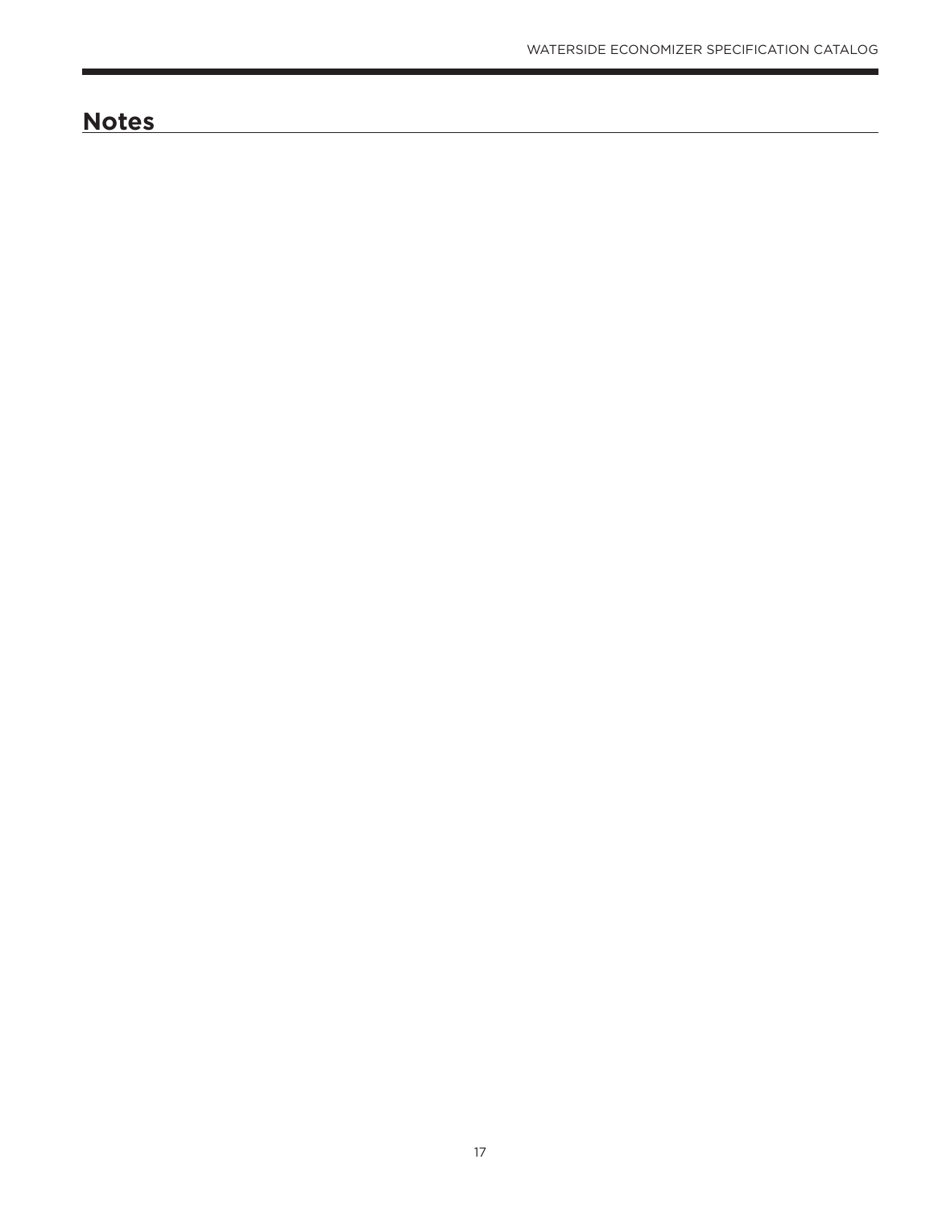## Notes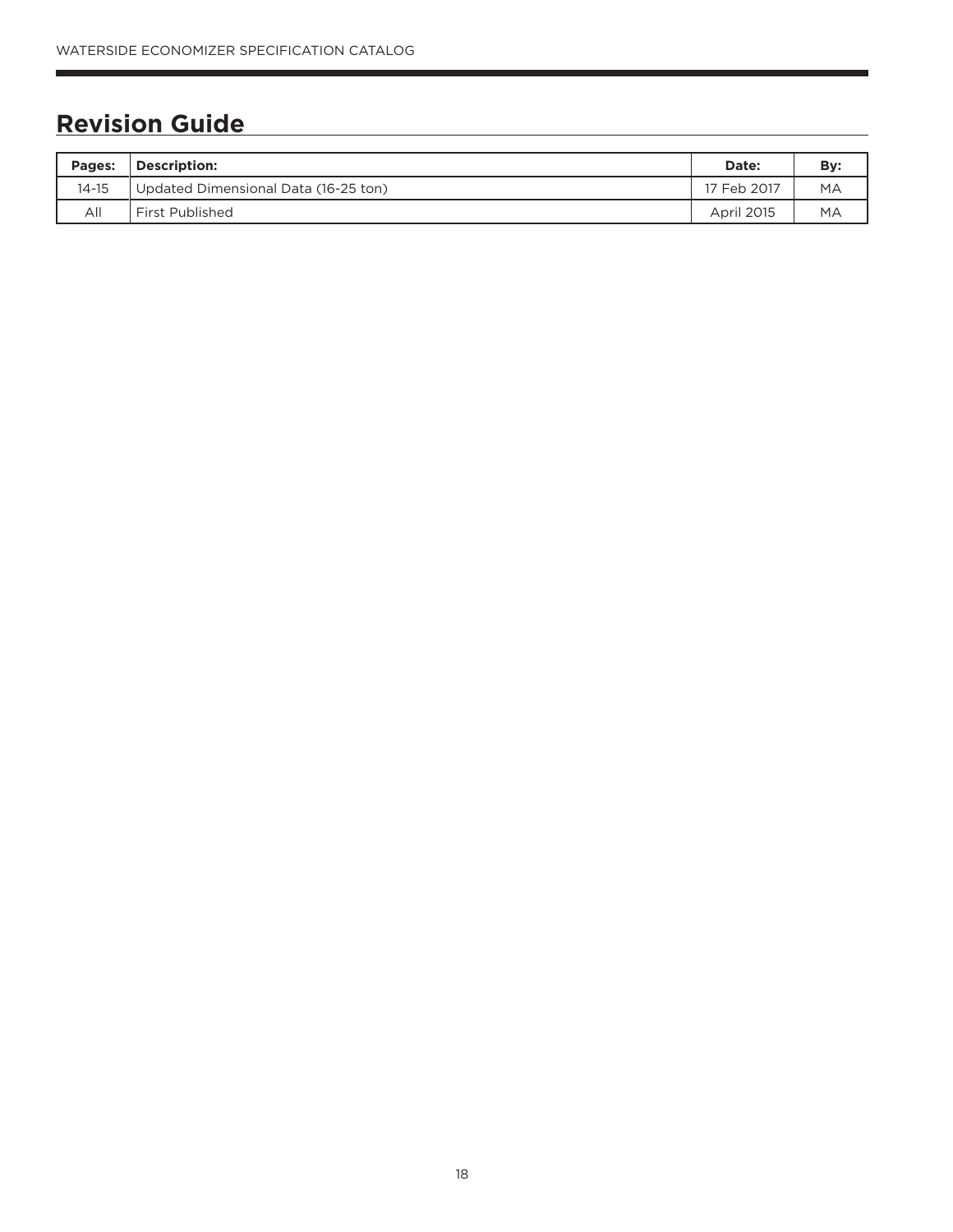## Revision Guide

| Pages: | Description: | Date: | By: |
|---|---|---|---|
| 14-15 | Updated Dimensional Data (16-25 ton) | 17 Feb 2017 | MA |
| All | First Published | April 2015 | MA |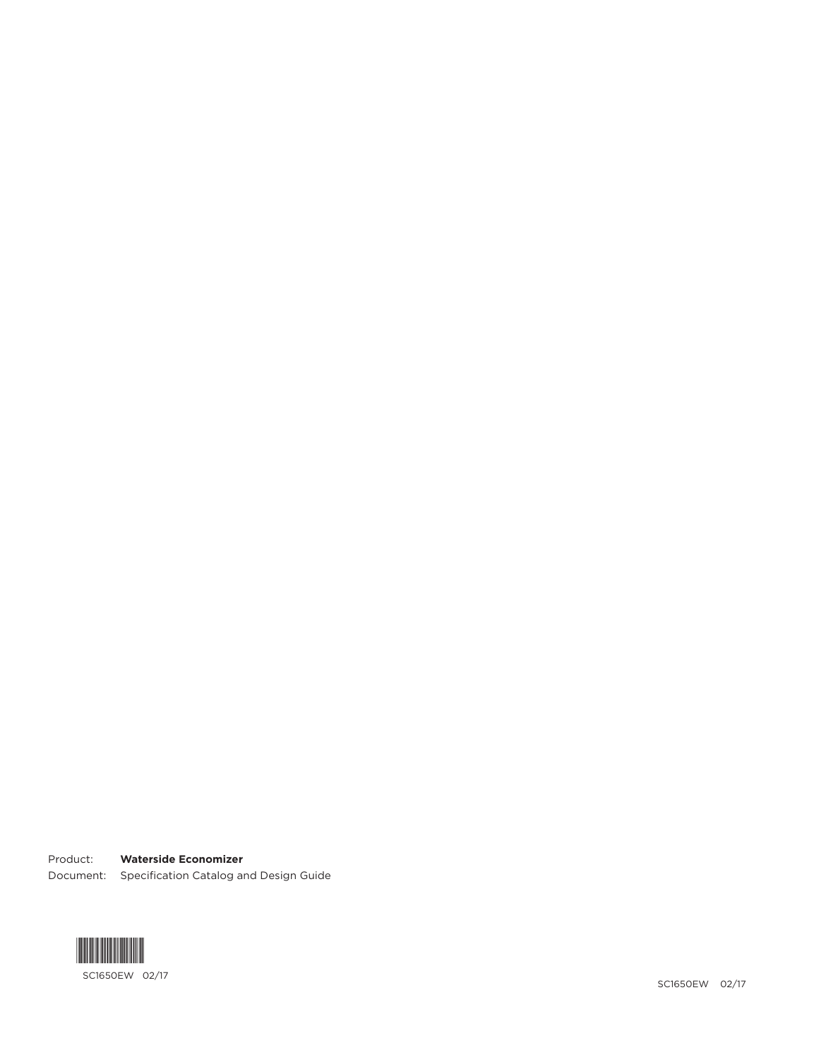Product: **Waterside Economizer**
Document: Specification Catalog and Design Guide

SC1650EW 02/17